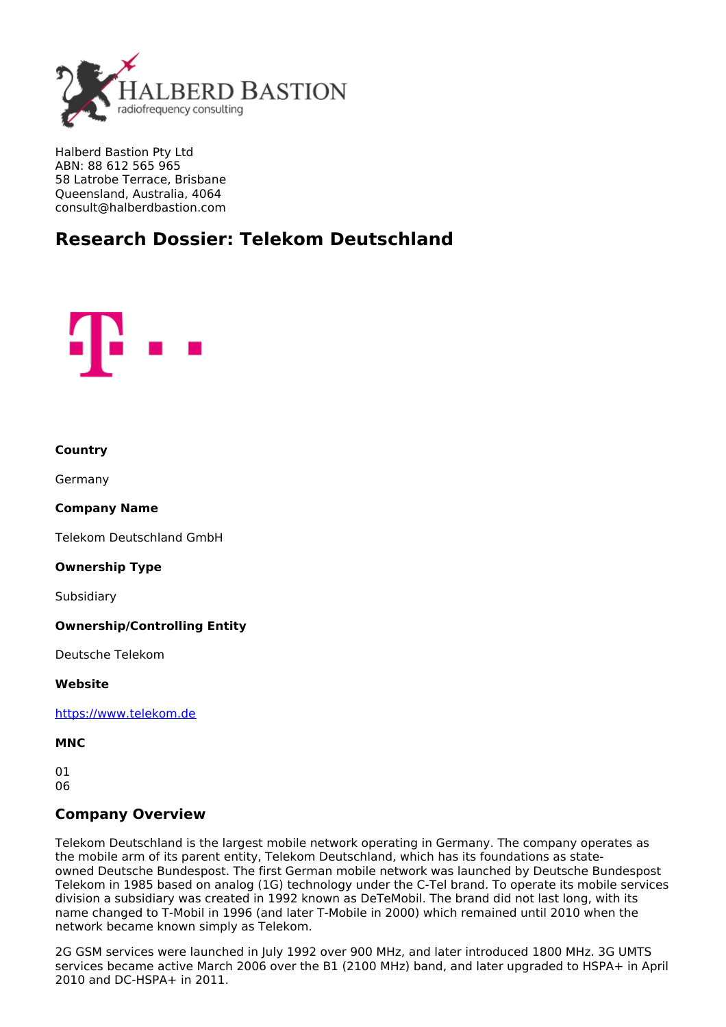Halberd Bastion Pty Ltd
ABN: 88 612 565 965
58 Latrobe Terrace, Brisbane
Queensland, Australia, 4064
consult@halberdbastion.com

# Research Dossier: Telekom Deutschland

**Country**

Germany

**Company Name**

Telekom Deutschland GmbH

**Ownership Type**

Subsidiary

**Ownership/Controlling Entity**

Deutsche Telekom

**Website**

[https://www.telekom.de](https://www.telekom.de)

**MNC**

01
06

## Company Overview

Telekom Deutschland is the largest mobile network operating in Germany. The company operates as the mobile arm of its parent entity, Telekom Deutschland, which has its foundations as state-owned Deutsche Bundespost. The first German mobile network was launched by Deutsche Bundespost Telekom in 1985 based on analog (1G) technology under the C-Tel brand. To operate its mobile services division a subsidiary was created in 1992 known as DeTeMobil. The brand did not last long, with its name changed to T-Mobil in 1996 (and later T-Mobile in 2000) which remained until 2010 when the network became known simply as Telekom.

2G GSM services were launched in July 1992 over 900 MHz, and later introduced 1800 MHz. 3G UMTS services became active March 2006 over the B1 (2100 MHz) band, and later upgraded to HSPA+ in April 2010 and DC-HSPA+ in 2011.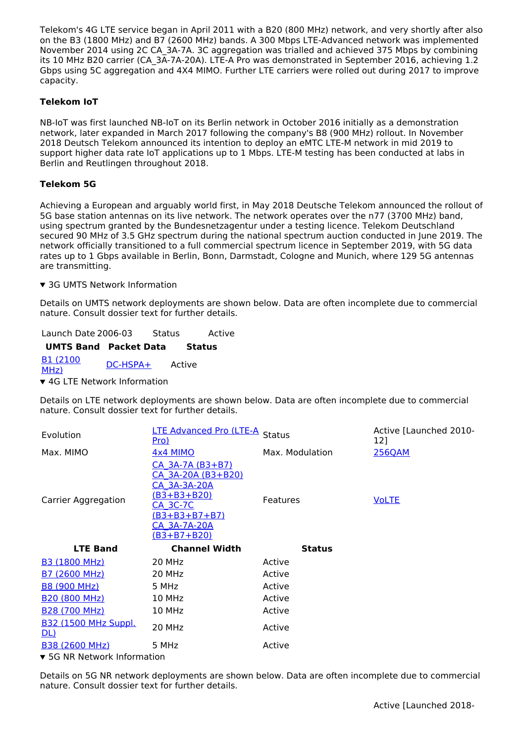Telekom's 4G LTE service began in April 2011 with a B20 (800 MHz) network, and very shortly after also on the B3 (1800 MHz) and B7 (2600 MHz) bands. A 300 Mbps LTE-Advanced network was implemented November 2014 using 2C CA_3A-7A. 3C aggregation was trialled and achieved 375 Mbps by combining its 10 MHz B20 carrier (CA_3A-7A-20A). LTE-A Pro was demonstrated in September 2016, achieving 1.2 Gbps using 5C aggregation and 4X4 MIMO. Further LTE carriers were rolled out during 2017 to improve capacity.

### Telekom IoT

NB-IoT was first launched NB-IoT on its Berlin network in October 2016 initially as a demonstration network, later expanded in March 2017 following the company's B8 (900 MHz) rollout. In November 2018 Deutsch Telekom announced its intention to deploy an eMTC LTE-M network in mid 2019 to support higher data rate IoT applications up to 1 Mbps. LTE-M testing has been conducted at labs in Berlin and Reutlingen throughout 2018.

### Telekom 5G

Achieving a European and arguably world first, in May 2018 Deutsche Telekom announced the rollout of 5G base station antennas on its live network. The network operates over the n77 (3700 MHz) band, using spectrum granted by the Bundesnetzagentur under a testing licence. Telekom Deutschland secured 90 MHz of 3.5 GHz spectrum during the national spectrum auction conducted in June 2019. The network officially transitioned to a full commercial spectrum licence in September 2019, with 5G data rates up to 1 Gbps available in Berlin, Bonn, Darmstadt, Cologne and Munich, where 129 5G antennas are transmitting.

▼ 3G UMTS Network Information

Details on UMTS network deployments are shown below. Data are often incomplete due to commercial nature. Consult dossier text for further details.

| Launch Date | 2006-03 | Status | Active |
|---|---|---|---|

| UMTS Band | Packet Data | Status |
|---|---|---|
| B1 (2100 MHz) | DC-HSPA+ | Active |

▼ 4G LTE Network Information

Details on LTE network deployments are shown below. Data are often incomplete due to commercial nature. Consult dossier text for further details.

| | | | |
|---|---|---|---|
| Evolution | LTE Advanced Pro (LTE-A Pro) | Status | Active [Launched 2010-12] |
| Max. MIMO | 4x4 MIMO | Max. Modulation | 256QAM |
| Carrier Aggregation | CA_3A-7A (B3+B7)<br>CA_3A-20A (B3+B20)<br>CA_3A-3A-20A (B3+B3+B20)<br>CA_3C-7C (B3+B3+B7+B7)<br>CA_3A-7A-20A (B3+B7+B20) | Features | VoLTE |

| LTE Band | Channel Width | Status |
|---|---|---|
| B3 (1800 MHz) | 20 MHz | Active |
| B7 (2600 MHz) | 20 MHz | Active |
| B8 (900 MHz) | 5 MHz | Active |
| B20 (800 MHz) | 10 MHz | Active |
| B28 (700 MHz) | 10 MHz | Active |
| B32 (1500 MHz Suppl. DL) | 20 MHz | Active |
| B38 (2600 MHz) | 5 MHz | Active |

▼ 5G NR Network Information

Details on 5G NR network deployments are shown below. Data are often incomplete due to commercial nature. Consult dossier text for further details.

Active [Launched 2018-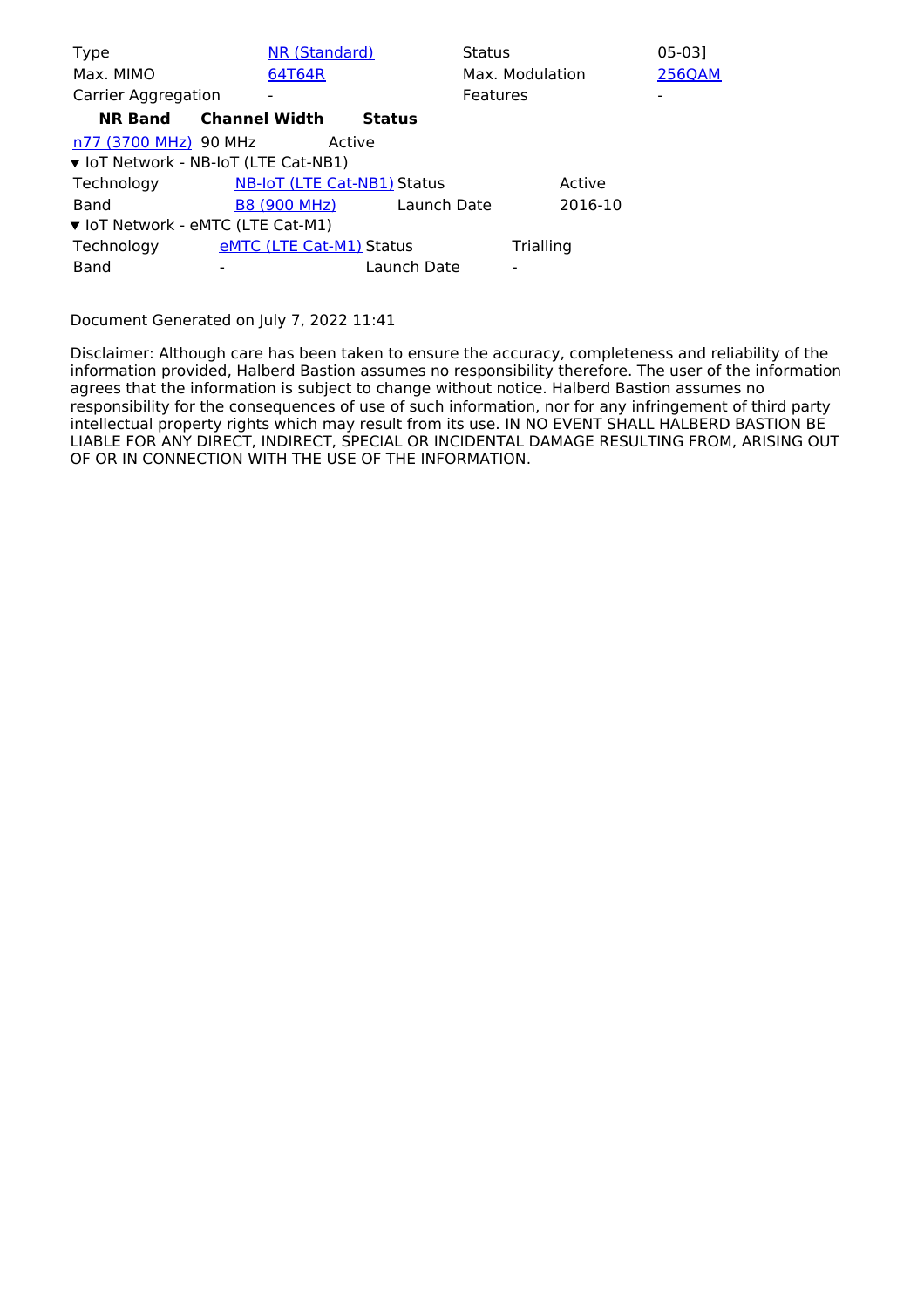| | | | |
|---|---|---|---|
| Type | NR (Standard) | Status | 05-03] |
| Max. MIMO | 64T64R | Max. Modulation | 256QAM |
| Carrier Aggregation | - | Features | - |

| NR Band | Channel Width | Status |
|---|---|---|
| n77 (3700 MHz) | 90 MHz | Active |

▼ IoT Network - NB-IoT (LTE Cat-NB1)

| | | | |
|---|---|---|---|
| Technology | NB-IoT (LTE Cat-NB1) | Status | Active |
| Band | B8 (900 MHz) | Launch Date | 2016-10 |

▼ IoT Network - eMTC (LTE Cat-M1)

| | | | |
|---|---|---|---|
| Technology | eMTC (LTE Cat-M1) | Status | Trialling |
| Band | - | Launch Date | - |

Document Generated on July 7, 2022 11:41

Disclaimer: Although care has been taken to ensure the accuracy, completeness and reliability of the information provided, Halberd Bastion assumes no responsibility therefore. The user of the information agrees that the information is subject to change without notice. Halberd Bastion assumes no responsibility for the consequences of use of such information, nor for any infringement of third party intellectual property rights which may result from its use. IN NO EVENT SHALL HALBERD BASTION BE LIABLE FOR ANY DIRECT, INDIRECT, SPECIAL OR INCIDENTAL DAMAGE RESULTING FROM, ARISING OUT OF OR IN CONNECTION WITH THE USE OF THE INFORMATION.